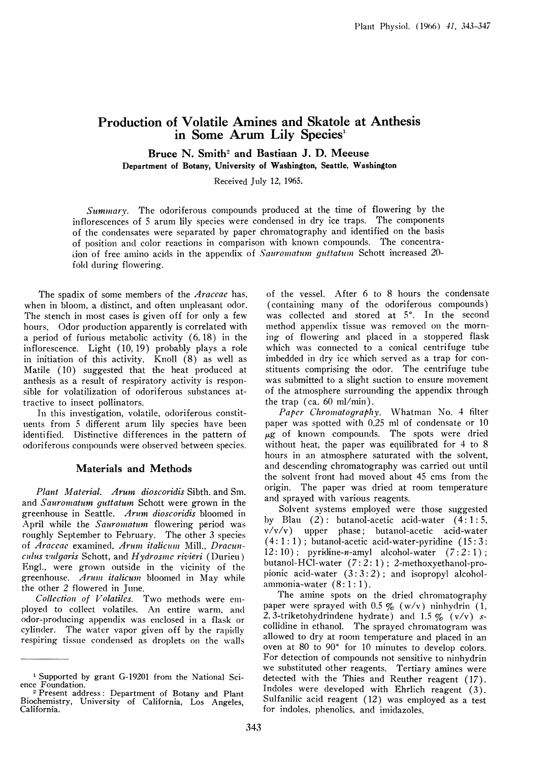# Production of Volatile Amines and Skatole at Anthesis in Some Arum Lily Species[1]

**Bruce N. Smith[2] and Bastiaan J. D. Meeuse**

**Department of Botany, University of Washington, Seattle, Washington**

Received July 12, 1965.

*Summary.* The odoriferous compounds produced at the time of flowering by the inflorescences of 5 arum lily species were condensed in dry ice traps. The components of the condensates were separated by paper chromatography and identified on the basis of position and color reactions in comparison with known compounds. The concentration of free amino acids in the appendix of *Sauromatum guttatum* Schott increased 20-fold during flowering.

The spadix of some members of the *Araceae* has, when in bloom, a distinct, and often unpleasant odor. The stench in most cases is given off for only a few hours. Odor production apparently is correlated with a period of furious metabolic activity (6, 18) in the inflorescence. Light (10, 19) probably plays a role in initiation of this activity. Knoll (8) as well as Matile (10) suggested that the heat produced at anthesis as a result of respiratory activity is responsible for volatilization of odoriferous substances attractive to insect pollinators.

In this investigation, volatile, odoriferous constituents from 5 different arum lily species have been identified. Distinctive differences in the pattern of odoriferous compounds were observed between species.

## Materials and Methods

*Plant Material. Arum dioscoridis* Sibth. and Sm. and *Sauromatum guttatum* Schott were grown in the greenhouse in Seattle. *Arum dioscoridis* bloomed in April while the *Sauromatum* flowering period was roughly September to February. The other 3 species of *Araceae* examined, *Arum italicum* Mill., *Dracunculus vulgaris* Schott, and *Hydrosme rivieri* (Durieu) Engl., were grown outside in the vicinity of the greenhouse. *Arum italicum* bloomed in May while the other 2 flowered in June.

*Collection of Volatiles.* Two methods were employed to collect volatiles. An entire warm, and odor-producing appendix was enclosed in a flask or cylinder. The water vapor given off by the rapidly respiring tissue condensed as droplets on the walls of the vessel. After 6 to 8 hours the condensate (containing many of the odoriferous compounds) was collected and stored at 5°. In the second method appendix tissue was removed on the morning of flowering and placed in a stoppered flask which was connected to a conical centrifuge tube imbedded in dry ice which served as a trap for constituents comprising the odor. The centrifuge tube was submitted to a slight suction to ensure movement of the atmosphere surrounding the appendix through the trap (ca. 60 ml/min).

*Paper Chromatography.* Whatman No. 4 filter paper was spotted with 0.25 ml of condensate or 10 $\mu$g of known compounds. The spots were dried without heat, the paper was equilibrated for 4 to 8 hours in an atmosphere saturated with the solvent, and descending chromatography was carried out until the solvent front had moved about 45 cms from the origin. The paper was dried at room temperature and sprayed with various reagents.

Solvent systems employed were those suggested by Blau (2): butanol-acetic acid-water (4:1:5, v/v/v) upper phase; butanol-acetic acid-water (4:1:1); butanol-acetic acid-water-pyridine (15:3:12:10); pyridine-*n*-amyl alcohol-water (7:2:1); butanol-HCl-water (7:2:1); 2-methoxyethanol-propionic acid-water (3:3:2); and isopropyl alcohol-ammonia-water (8:1:1).

The amine spots on the dried chromatography paper were sprayed with 0.5 % (w/v) ninhydrin (1, 2, 3-triketohydrindene hydrate) and 1.5 % (v/v) *s*-collidine in ethanol. The sprayed chromatogram was allowed to dry at room temperature and placed in an oven at 80 to 90° for 10 minutes to develop colors. For detection of compounds not sensitive to ninhydrin we substituted other reagents. Tertiary amines were detected with the Thies and Reuther reagent (17). Indoles were developed with Ehrlich reagent (3). Sulfanilic acid reagent (12) was employed as a test for indoles, phenolics, and imidazoles.

---

[1] Supported by grant G-19201 from the National Science Foundation.

[2] Present address: Department of Botany and Plant Biochemistry, University of California, Los Angeles, California.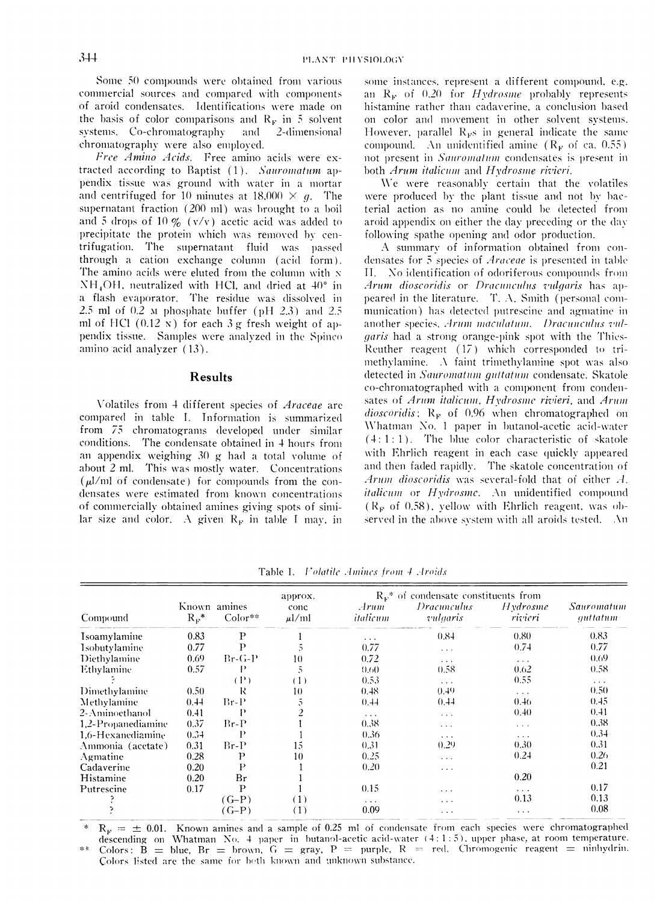Some 50 compounds were obtained from various commercial sources and compared with components of aroid condensates. Identifications were made on the basis of color comparisons and $R_F$ in 5 solvent systems. Co-chromatography and 2-dimensional chromatography were also employed.

*Free Amino Acids.* Free amino acids were extracted according to Baptist (1). *Sauromatum* appendix tissue was ground with water in a mortar and centrifuged for 10 minutes at 18,000 × *g*. The supernatant fraction (200 ml) was brought to a boil and 5 drops of 10 % (v/v) acetic acid was added to precipitate the protein which was removed by centrifugation. The supernatant fluid was passed through a cation exchange column (acid form). The amino acids were eluted from the column with N $NH_4OH$, neutralized with HCl, and dried at 40° in a flash evaporator. The residue was dissolved in 2.5 ml of 0.2 M phosphate buffer (pH 2.3) and 2.5 ml of HCl (0.12 N) for each 3 g fresh weight of appendix tissue. Samples were analyzed in the Spinco amino acid analyzer (13).

## Results

Volatiles from 4 different species of *Araceae* are compared in table I. Information is summarized from 75 chromatograms developed under similar conditions. The condensate obtained in 4 hours from an appendix weighing 30 g had a total volume of about 2 ml. This was mostly water. Concentrations (µl/ml of condensate) for compounds from the condensates were estimated from known concentrations of commercially obtained amines giving spots of similar size and color. A given $R_F$ in table I may, in some instances, represent a different compound, e.g. an $R_F$ of 0.20 for *Hydrosme* probably represents histamine rather than cadaverine, a conclusion based on color and movement in other solvent systems. However, parallel $R_F$s in general indicate the same compound. An unidentified amine ($R_F$ of ca. 0.55) not present in *Sauromatum* condensates is present in both *Arum italicum* and *Hydrosme rivieri*.

We were reasonably certain that the volatiles were produced by the plant tissue and not by bacterial action as no amine could be detected from aroid appendix on either the day preceding or the day following spathe opening and odor production.

A summary of information obtained from condensates for 5 species of *Araceae* is presented in table II. No identification of odoriferous compounds from *Arum dioscoridis* or *Dracunculus vulgaris* has appeared in the literature. T. A. Smith (personal communication) has detected putrescine and agmatine in another species, *Arum maculatum*. *Dracunculus vulgaris* had a strong orange-pink spot with the Thies-Reuther reagent (17) which corresponded to trimethylamine. A faint trimethylamine spot was also detected in *Sauromatum guttatum* condensate. Skatole co-chromatographed with a component from condensates of *Arum italicum*, *Hydrosme rivieri*, and *Arum dioscoridis*; $R_F$ of 0.96 when chromatographed on Whatman No. 1 paper in butanol-acetic acid-water (4:1:1). The blue color characteristic of skatole with Ehrlich reagent in each case quickly appeared and then faded rapidly. The skatole concentration of *Arum dioscoridis* was several-fold that of either *A. italicum* or *Hydrosme*. An unidentified compound ($R_F$ of 0.58), yellow with Ehrlich reagent, was observed in the above system with all aroids tested. An

Table I. *Volatile Amines from 4 Aroids*

| Compound | Known amines $R_F$* | Color** | approx. conc µl/ml | $R_F$* of condensate constituents from *Arum italicum* | *Dracunculus vulgaris* | *Hydrosme rivieri* | *Sauromatum guttatum* |
|---|---|---|---|---|---|---|---|
| Isoamylamine | 0.83 | P | 1 | ... | 0.84 | 0.80 | 0.83 |
| Isobutylamine | 0.77 | P | 5 | 0.77 | ... | 0.74 | 0.77 |
| Diethylamine | 0.69 | Br-G-P | 10 | 0.72 | ... | ... | 0.69 |
| Ethylamine | 0.57 | P | 5 | 0.60 | 0.58 | 0.62 | 0.58 |
| ? | | (P) | (1) | 0.53 | ... | 0.55 | ... |
| Dimethylamine | 0.50 | R | 10 | 0.48 | 0.49 | ... | 0.50 |
| Methylamine | 0.44 | Br-P | 5 | 0.44 | 0.44 | 0.46 | 0.45 |
| 2-Aminoethanol | 0.41 | P | 2 | ... | ... | 0.40 | 0.41 |
| 1,2-Propanediamine | 0.37 | Br-P | 1 | 0.38 | ... | ... | 0.38 |
| 1,6-Hexanediamine | 0.34 | P | 1 | 0.36 | ... | ... | 0.34 |
| Ammonia (acetate) | 0.31 | Br-P | 15 | 0.31 | 0.29 | 0.30 | 0.31 |
| Agmatine | 0.28 | P | 10 | 0.25 | ... | 0.24 | 0.26 |
| Cadaverine | 0.20 | P | 1 | 0.20 | ... | | 0.21 |
| Histamine | 0.20 | Br | 1 | | | 0.20 | |
| Putrescine | 0.17 | P | 1 | 0.15 | ... | ... | 0.17 |
| ? | | (G-P) | (1) | ... | ... | 0.13 | 0.13 |
| ? | | (G-P) | (1) | 0.09 | ... | ... | 0.08 |

\* $R_F$ = ± 0.01. Known amines and a sample of 0.25 ml of condensate from each species were chromatographed descending on Whatman No. 4 paper in butanol-acetic acid-water (4:1:5), upper phase, at room temperature.
\*\* Colors: B = blue, Br = brown, G = gray, P = purple, R = red. Chromogenic reagent = ninhydrin. Colors listed are the same for both known and unknown substance.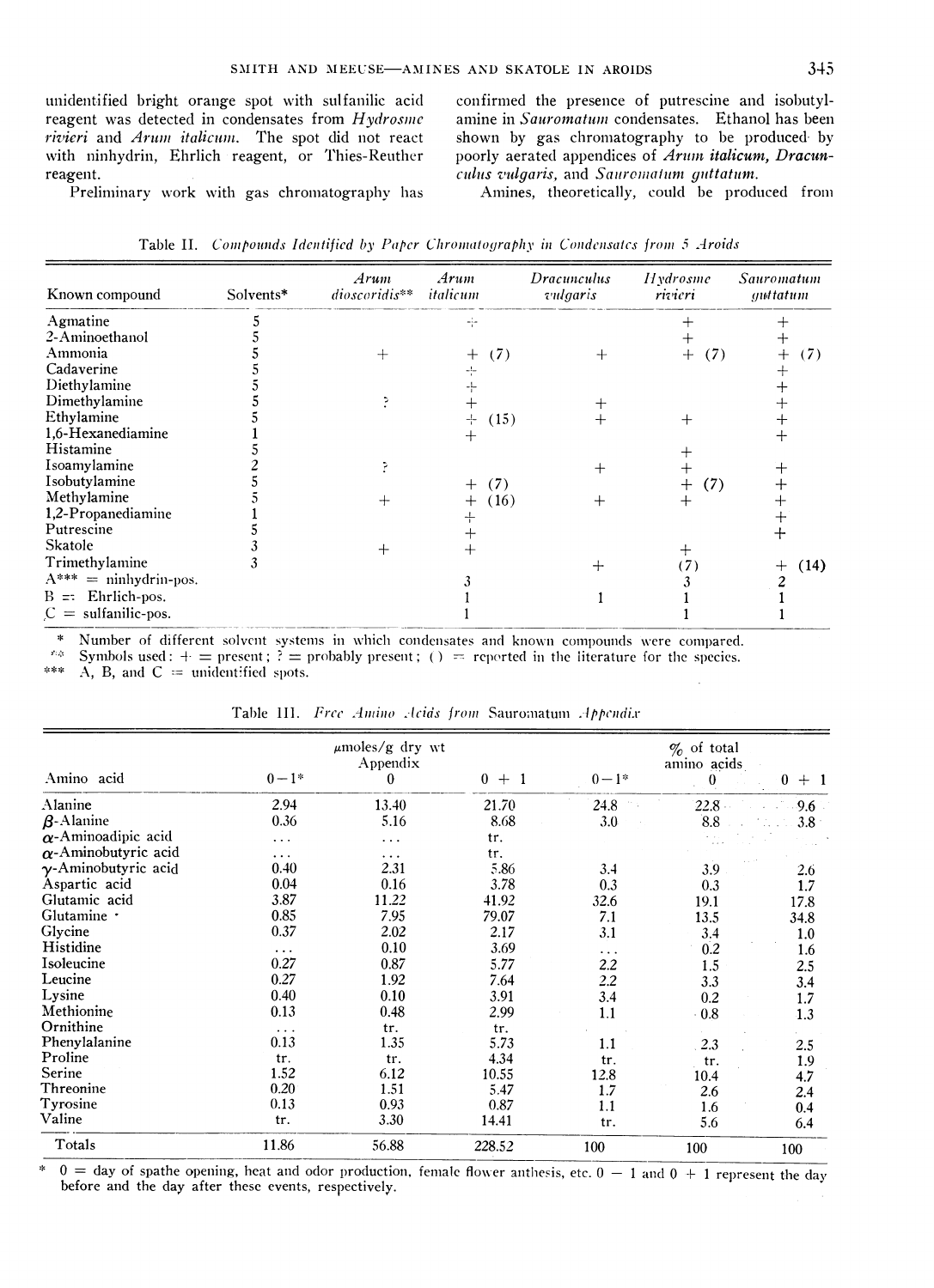unidentified bright orange spot with sulfanilic acid reagent was detected in condensates from *Hydrosme rivieri* and *Arum italicum*. The spot did not react with ninhydrin, Ehrlich reagent, or Thies-Reuther reagent.

Preliminary work with gas chromatography has confirmed the presence of putrescine and isobutylamine in *Sauromatum* condensates. Ethanol has been shown by gas chromatography to be produced by poorly aerated appendices of *Arum italicum, Dracunculus vulgaris*, and *Sauromatum guttatum*.

Amines, theoretically, could be produced from

Table II. *Compounds Identified by Paper Chromatography in Condensates from 5 Aroids*

| Known compound | Solvents* | *Arum dioscoridis*** | *Arum italicum* | *Dracunculus vulgaris* | *Hydrosme rivieri* | *Sauromatum guttatum* |
|---|---|---|---|---|---|---|
| Agmatine | 5 | | + | | + | + |
| 2-Aminoethanol | 5 | | | | + | + |
| Ammonia | 5 | + | + (7) | + | + (7) | + (7) |
| Cadaverine | 5 | | + | | | + |
| Diethylamine | 5 | | + | | | + |
| Dimethylamine | 5 | ? | + | + | | + |
| Ethylamine | 5 | | + (15) | + | + | + |
| 1,6-Hexanediamine | 1 | | + | | | + |
| Histamine | 5 | | | | + | |
| Isoamylamine | 2 | ? | | + | + | + |
| Isobutylamine | 5 | | + (7) | | + (7) | + |
| Methylamine | 5 | + | + (16) | + | + | + |
| 1,2-Propanediamine | 1 | | + | | | + |
| Putrescine | 5 | | + | | | + |
| Skatole | 3 | + | + | | + | |
| Trimethylamine | 3 | | | + | (7) | + (14) |
| A*** = ninhydrin-pos. | | | 3 | | 3 | 2 |
| B = Ehrlich-pos. | | | 1 | 1 | 1 | 1 |
| C = sulfanilic-pos. | | | 1 | | 1 | 1 |

\* Number of different solvent systems in which condensates and known compounds were compared.
\*\* Symbols used: + = present; ? = probably present; ( ) = reported in the literature for the species.
\*\*\* A, B, and C = unidentified spots.

Table III. *Free Amino Acids from* Sauromatum *Appendix*

| Amino acid | µmoles/g dry wt Appendix | | | % of total amino acids | | |
|---|---|---|---|---|---|---|
| | 0 − 1* | 0 | 0 + 1 | 0 − 1* | 0 | 0 + 1 |
| Alanine | 2.94 | 13.40 | 21.70 | 24.8 | 22.8 | 9.6 |
| β-Alanine | 0.36 | 5.16 | 8.68 | 3.0 | 8.8 | 3.8 |
| α-Aminoadipic acid | ... | ... | tr. | | | |
| α-Aminobutyric acid | ... | ... | tr. | | | |
| γ-Aminobutyric acid | 0.40 | 2.31 | 5.86 | 3.4 | 3.9 | 2.6 |
| Aspartic acid | 0.04 | 0.16 | 3.78 | 0.3 | 0.3 | 1.7 |
| Glutamic acid | 3.87 | 11.22 | 41.92 | 32.6 | 19.1 | 17.8 |
| Glutamine | 0.85 | 7.95 | 79.07 | 7.1 | 13.5 | 34.8 |
| Glycine | 0.37 | 2.02 | 2.17 | 3.1 | 3.4 | 1.0 |
| Histidine | ... | 0.10 | 3.69 | ... | 0.2 | 1.6 |
| Isoleucine | 0.27 | 0.87 | 5.77 | 2.2 | 1.5 | 2.5 |
| Leucine | 0.27 | 1.92 | 7.64 | 2.2 | 3.3 | 3.4 |
| Lysine | 0.40 | 0.10 | 3.91 | 3.4 | 0.2 | 1.7 |
| Methionine | 0.13 | 0.48 | 2.99 | 1.1 | 0.8 | 1.3 |
| Ornithine | ... | tr. | tr. | | | |
| Phenylalanine | 0.13 | 1.35 | 5.73 | 1.1 | 2.3 | 2.5 |
| Proline | tr. | tr. | 4.34 | tr. | tr. | 1.9 |
| Serine | 1.52 | 6.12 | 10.55 | 12.8 | 10.4 | 4.7 |
| Threonine | 0.20 | 1.51 | 5.47 | 1.7 | 2.6 | 2.4 |
| Tyrosine | 0.13 | 0.93 | 0.87 | 1.1 | 1.6 | 0.4 |
| Valine | tr. | 3.30 | 14.41 | tr. | 5.6 | 6.4 |
| Totals | 11.86 | 56.88 | 228.52 | 100 | 100 | 100 |

\* 0 = day of spathe opening, heat and odor production, female flower anthesis, etc. 0 − 1 and 0 + 1 represent the day before and the day after these events, respectively.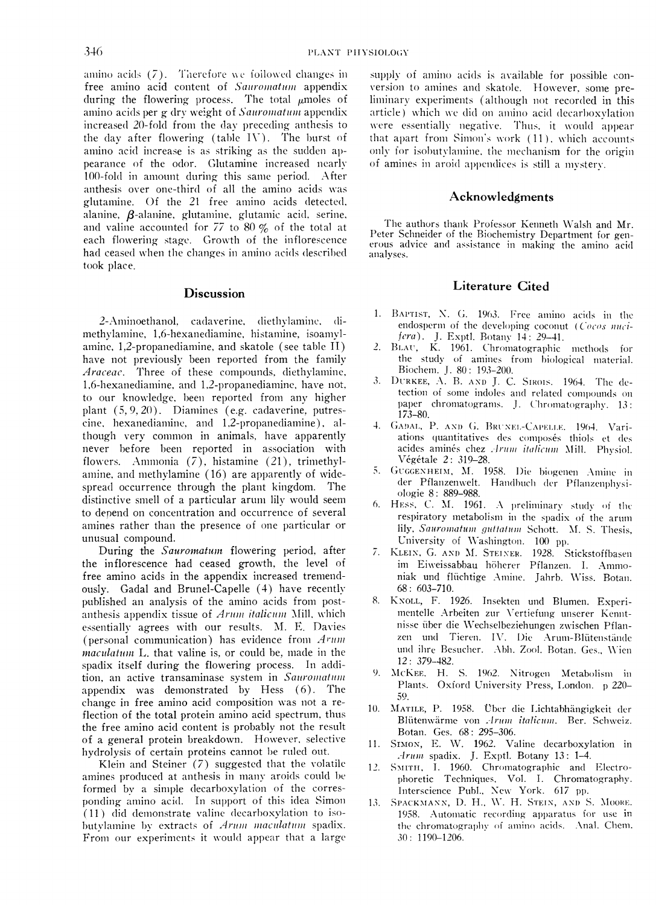amino acids (7). Therefore we followed changes in free amino acid content of *Sauromatum* appendix during the flowering process. The total $\mu$moles of amino acids per g dry weight of *Sauromatum* appendix increased 20-fold from the day preceding anthesis to the day after flowering (table IV). The burst of amino acid increase is as striking as the sudden appearance of the odor. Glutamine increased nearly 100-fold in amount during this same period. After anthesis over one-third of all the amino acids was glutamine. Of the 21 free amino acids detected, alanine, $\beta$-alanine, glutamine, glutamic acid, serine, and valine accounted for 77 to 80 % of the total at each flowering stage. Growth of the inflorescence had ceased when the changes in amino acids described took place.

## Discussion

2-Aminoethanol, cadaverine, diethylamine, dimethylamine, 1,6-hexanediamine, histamine, isoamylamine, 1,2-propanediamine, and skatole (see table II) have not previously been reported from the family *Araceae*. Three of these compounds, diethylamine, 1,6-hexanediamine, and 1,2-propanediamine, have not, to our knowledge, been reported from any higher plant (5, 9, 20). Diamines (e.g. cadaverine, putrescine, hexanediamine, and 1,2-propanediamine), although very common in animals, have apparently never before been reported in association with flowers. Ammonia (7), histamine (21), trimethylamine, and methylamine (16) are apparently of widespread occurrence through the plant kingdom. The distinctive smell of a particular arum lily would seem to depend on concentration and occurrence of several amines rather than the presence of one particular or unusual compound.

During the *Sauromatum* flowering period, after the inflorescence had ceased growth, the level of free amino acids in the appendix increased tremendously. Gadal and Brunel-Capelle (4) have recently published an analysis of the amino acids from post-anthesis appendix tissue of *Arum italicum* Mill. which essentially agrees with our results. M. E. Davies (personal communication) has evidence from *Arum maculatum* L. that valine is, or could be, made in the spadix itself during the flowering process. In addition, an active transaminase system in *Sauromatum* appendix was demonstrated by Hess (6). The change in free amino acid composition was not a reflection of the total protein amino acid spectrum, thus the free amino acid content is probably not the result of a general protein breakdown. However, selective hydrolysis of certain proteins cannot be ruled out.

Klein and Steiner (7) suggested that the volatile amines produced at anthesis in many aroids could be formed by a simple decarboxylation of the corresponding amino acid. In support of this idea Simon (11) did demonstrate valine decarboxylation to isobutylamine by extracts of *Arum maculatum* spadix. From our experiments it would appear that a large supply of amino acids is available for possible conversion to amines and skatole. However, some preliminary experiments (although not recorded in this article) which we did on amino acid decarboxylation were essentially negative. Thus, it would appear that apart from Simon's work (11), which accounts only for isobutylamine, the mechanism for the origin of amines in aroid appendices is still a mystery.

## Acknowledgments

The authors thank Professor Kenneth Walsh and Mr. Peter Schneider of the Biochemistry Department for generous advice and assistance in making the amino acid analyses.

## Literature Cited

1. Baptist, N. G. 1963. Free amino acids in the endosperm of the developing coconut (*Cocos nucifera*). J. Exptl. Botany 14: 29–41.
2. Blau, K. 1961. Chromatographic methods for the study of amines from biological material. Biochem. J. 80: 193–200.
3. Durkee, A. B. and J. C. Sirois. 1964. The detection of some indoles and related compounds on paper chromatograms. J. Chromatography. 13: 173–80.
4. Gadal, P. and G. Brunel-Capelle. 1964. Variations quantitatives des composés thiols et des acides aminés chez *Arum italicum* Mill. Physiol. Végétale 2: 319–28.
5. Guggenheim, M. 1958. Die biogenen Amine in der Pflanzenwelt. Handbuch der Pflanzenphysiologie 8: 889–988.
6. Hess, C. M. 1961. A preliminary study of the respiratory metabolism in the spadix of the arum lily, *Sauromatum guttatum* Schott. M. S. Thesis, University of Washington. 100 pp.
7. Klein, G. and M. Steiner. 1928. Stickstoffbasen im Eiweissabbau höherer Pflanzen. I. Ammoniak und flüchtige Amine. Jahrb. Wiss. Botan. 68: 603–710.
8. Knoll, F. 1926. Insekten und Blumen. Experimentelle Arbeiten zur Vertiefung unserer Kenntnisse über die Wechselbeziehungen zwischen Pflanzen und Tieren. IV. Die Arum-Blütenstände und ihre Besucher. Abh. Zool. Botan. Ges., Wien 12: 379–482.
9. McKee, H. S. 1962. Nitrogen Metabolism in Plants. Oxford University Press, London. p 220–59.
10. Matile, P. 1958. Über die Lichtabhängigkeit der Blütenwärme von *Arum italicum*. Ber. Schweiz. Botan. Ges. 68: 295–306.
11. Simon, E. W. 1962. Valine decarboxylation in *Arum* spadix. J. Exptl. Botany 13: 1–4.
12. Smith, I. 1960. Chromatographic and Electrophoretic Techniques. Vol. I. Chromatography. Interscience Publ., New York. 617 pp.
13. Spackmann, D. H., W. H. Stein, and S. Moore. 1958. Automatic recording apparatus for use in the chromatography of amino acids. Anal. Chem. 30: 1190–1206.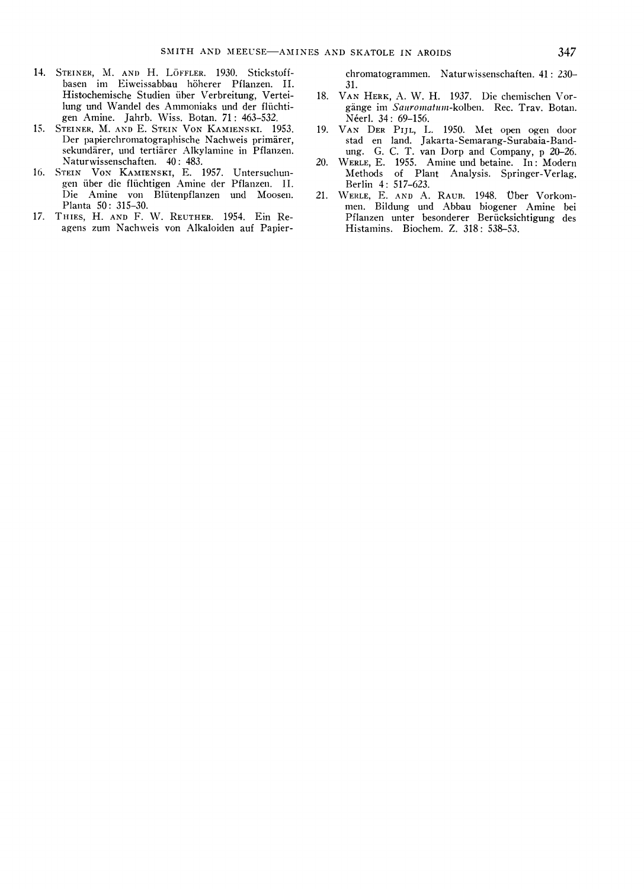14. STEINER, M. AND H. LÖFFLER. 1930. Stickstoffbasen im Eiweissabbau höherer Pflanzen. II. Histochemische Studien über Verbreitung, Verteilung und Wandel des Ammoniaks und der flüchtigen Amine. Jahrb. Wiss. Botan. 71: 463–532.
15. STEINER, M. AND E. STEIN VON KAMIENSKI. 1953. Der papierchromatographische Nachweis primärer, sekundärer, und tertiärer Alkylamine in Pflanzen. Naturwissenschaften. 40: 483.
16. STEIN VON KAMIENSKI, E. 1957. Untersuchungen über die flüchtigen Amine der Pflanzen. II. Die Amine von Blütenpflanzen und Moosen. Planta 50: 315–30.
17. THIES, H. AND F. W. REUTHER. 1954. Ein Reagens zum Nachweis von Alkaloiden auf Papierchromatogrammen. Naturwissenschaften. 41: 230–31.
18. VAN HERK, A. W. H. 1937. Die chemischen Vorgänge im *Sauromatum*-kolben. Rec. Trav. Botan. Néerl. 34: 69–156.
19. VAN DER PIJL, L. 1950. Met open ogen door stad en land. Jakarta-Semarang-Surabaia-Bandung. G. C. T. van Dorp and Company, p 20–26.
20. WERLE, E. 1955. Amine und betaine. In: Modern Methods of Plant Analysis. Springer-Verlag, Berlin 4: 517–623.
21. WERLE, E. AND A. RAUB. 1948. Über Vorkommen. Bildung und Abbau biogener Amine bei Pflanzen unter besonderer Berücksichtigung des Histamins. Biochem. Z. 318: 538–53.